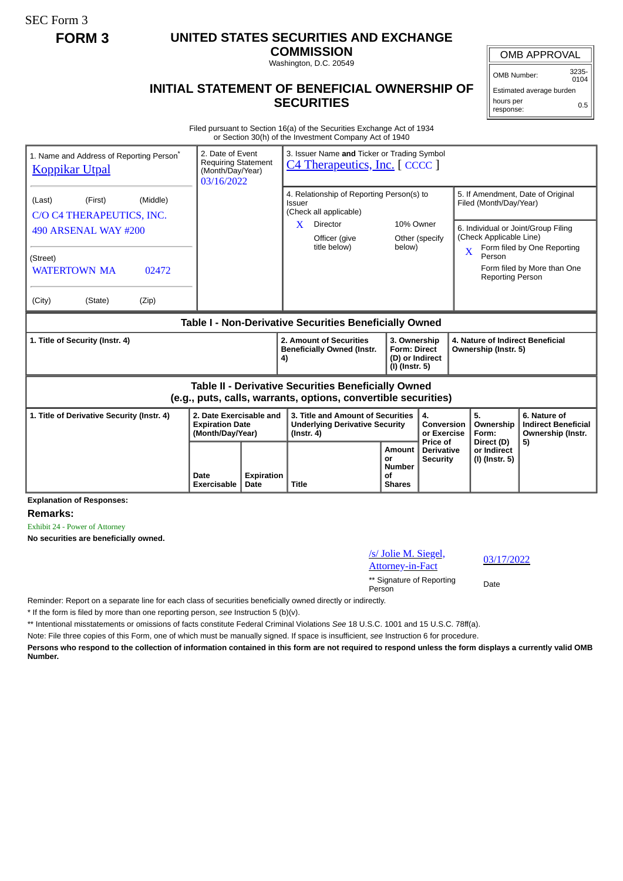SEC Form 3

**FORM 3**

# UNITED STATES SECURITIES AND EXCHANGE COMMISSION

Washington, D.C. 20549

## INITIAL STATEMENT OF BENEFICIAL OWNERSHIP OF SECURITIES

| OMB APPROVAL | |
|---|---|
| OMB Number: | 3235-0104 |
| Estimated average burden | |
| hours per response: | 0.5 |

Filed pursuant to Section 16(a) of the Securities Exchange Act of 1934
or Section 30(h) of the Investment Company Act of 1940

| 1. Name and Address of Reporting Person* | 2. Date of Event Requiring Statement (Month/Day/Year) | 3. Issuer Name **and** Ticker or Trading Symbol |
|---|---|---|
| Koppikar Utpal | 03/16/2022 | C4 Therapeutics, Inc. [ CCCC ] |
| (Last) (First) (Middle)<br>C/O C4 THERAPEUTICS, INC.<br>490 ARSENAL WAY #200 | | 4. Relationship of Reporting Person(s) to Issuer (Check all applicable)<br>X Director<br>10% Owner<br>Officer (give title below)<br>Other (specify below) |
| (Street)<br>WATERTOWN MA 02472 | | 5. If Amendment, Date of Original Filed (Month/Day/Year) |
| (City) (State) (Zip) | | 6. Individual or Joint/Group Filing (Check Applicable Line)<br>X Form filed by One Reporting Person<br>Form filed by More than One Reporting Person |

**Table I - Non-Derivative Securities Beneficially Owned**

| 1. Title of Security (Instr. 4) | 2. Amount of Securities Beneficially Owned (Instr. 4) | 3. Ownership Form: Direct (D) or Indirect (I) (Instr. 5) | 4. Nature of Indirect Beneficial Ownership (Instr. 5) |
|---|---|---|---|

**Table II - Derivative Securities Beneficially Owned (e.g., puts, calls, warrants, options, convertible securities)**

| 1. Title of Derivative Security (Instr. 4) | 2. Date Exercisable and Expiration Date (Month/Day/Year) | | 3. Title and Amount of Securities Underlying Derivative Security (Instr. 4) | | 4. Conversion or Exercise Price of Derivative Security | 5. Ownership Form: Direct (D) or Indirect (I) (Instr. 5) | 6. Nature of Indirect Beneficial Ownership (Instr. 5) |
|---|---|---|---|---|---|---|---|
| | Date Exercisable | Expiration Date | Title | Amount or Number of Shares | | | |

**Explanation of Responses:**

**Remarks:**

Exhibit 24 - Power of Attorney

**No securities are beneficially owned.**

/s/ Jolie M. Siegel, Attorney-in-Fact — 03/17/2022

** Signature of Reporting Person — Date

Reminder: Report on a separate line for each class of securities beneficially owned directly or indirectly.

* If the form is filed by more than one reporting person, *see* Instruction 5 (b)(v).

** Intentional misstatements or omissions of facts constitute Federal Criminal Violations *See* 18 U.S.C. 1001 and 15 U.S.C. 78ff(a).

Note: File three copies of this Form, one of which must be manually signed. If space is insufficient, *see* Instruction 6 for procedure.

**Persons who respond to the collection of information contained in this form are not required to respond unless the form displays a currently valid OMB Number.**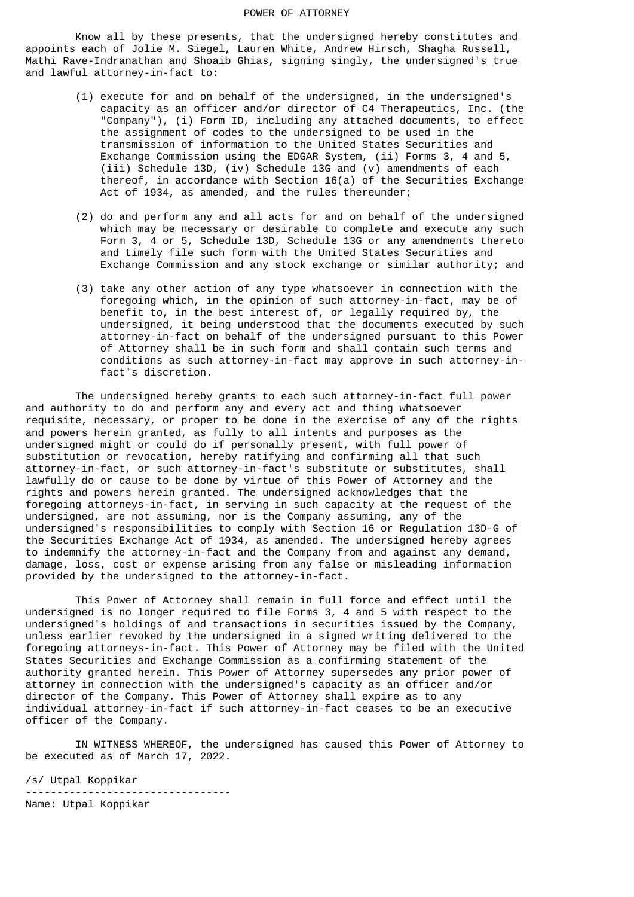# POWER OF ATTORNEY

Know all by these presents, that the undersigned hereby constitutes and appoints each of Jolie M. Siegel, Lauren White, Andrew Hirsch, Shagha Russell, Mathi Rave-Indranathan and Shoaib Ghias, signing singly, the undersigned's true and lawful attorney-in-fact to:

(1) execute for and on behalf of the undersigned, in the undersigned's capacity as an officer and/or director of C4 Therapeutics, Inc. (the "Company"), (i) Form ID, including any attached documents, to effect the assignment of codes to the undersigned to be used in the transmission of information to the United States Securities and Exchange Commission using the EDGAR System, (ii) Forms 3, 4 and 5, (iii) Schedule 13D, (iv) Schedule 13G and (v) amendments of each thereof, in accordance with Section 16(a) of the Securities Exchange Act of 1934, as amended, and the rules thereunder;

(2) do and perform any and all acts for and on behalf of the undersigned which may be necessary or desirable to complete and execute any such Form 3, 4 or 5, Schedule 13D, Schedule 13G or any amendments thereto and timely file such form with the United States Securities and Exchange Commission and any stock exchange or similar authority; and

(3) take any other action of any type whatsoever in connection with the foregoing which, in the opinion of such attorney-in-fact, may be of benefit to, in the best interest of, or legally required by, the undersigned, it being understood that the documents executed by such attorney-in-fact on behalf of the undersigned pursuant to this Power of Attorney shall be in such form and shall contain such terms and conditions as such attorney-in-fact may approve in such attorney-in-fact's discretion.

The undersigned hereby grants to each such attorney-in-fact full power and authority to do and perform any and every act and thing whatsoever requisite, necessary, or proper to be done in the exercise of any of the rights and powers herein granted, as fully to all intents and purposes as the undersigned might or could do if personally present, with full power of substitution or revocation, hereby ratifying and confirming all that such attorney-in-fact, or such attorney-in-fact's substitute or substitutes, shall lawfully do or cause to be done by virtue of this Power of Attorney and the rights and powers herein granted. The undersigned acknowledges that the foregoing attorneys-in-fact, in serving in such capacity at the request of the undersigned, are not assuming, nor is the Company assuming, any of the undersigned's responsibilities to comply with Section 16 or Regulation 13D-G of the Securities Exchange Act of 1934, as amended. The undersigned hereby agrees to indemnify the attorney-in-fact and the Company from and against any demand, damage, loss, cost or expense arising from any false or misleading information provided by the undersigned to the attorney-in-fact.

This Power of Attorney shall remain in full force and effect until the undersigned is no longer required to file Forms 3, 4 and 5 with respect to the undersigned's holdings of and transactions in securities issued by the Company, unless earlier revoked by the undersigned in a signed writing delivered to the foregoing attorneys-in-fact. This Power of Attorney may be filed with the United States Securities and Exchange Commission as a confirming statement of the authority granted herein. This Power of Attorney supersedes any prior power of attorney in connection with the undersigned's capacity as an officer and/or director of the Company. This Power of Attorney shall expire as to any individual attorney-in-fact if such attorney-in-fact ceases to be an executive officer of the Company.

IN WITNESS WHEREOF, the undersigned has caused this Power of Attorney to be executed as of March 17, 2022.

/s/ Utpal Koppikar

---------------------------------

Name: Utpal Koppikar